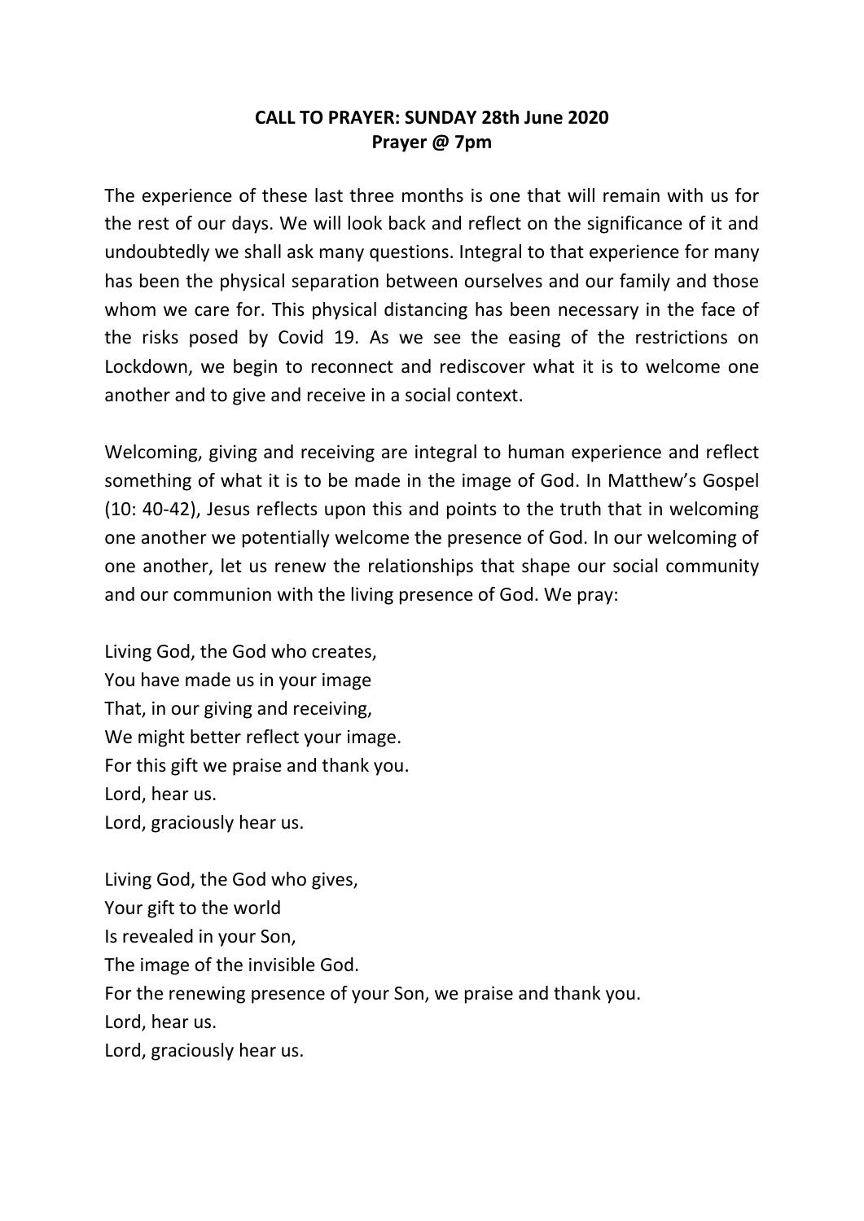**CALL TO PRAYER: SUNDAY 28th June 2020**
**Prayer @ 7pm**

The experience of these last three months is one that will remain with us for the rest of our days. We will look back and reflect on the significance of it and undoubtedly we shall ask many questions. Integral to that experience for many has been the physical separation between ourselves and our family and those whom we care for. This physical distancing has been necessary in the face of the risks posed by Covid 19. As we see the easing of the restrictions on Lockdown, we begin to reconnect and rediscover what it is to welcome one another and to give and receive in a social context.

Welcoming, giving and receiving are integral to human experience and reflect something of what it is to be made in the image of God. In Matthew's Gospel (10: 40-42), Jesus reflects upon this and points to the truth that in welcoming one another we potentially welcome the presence of God. In our welcoming of one another, let us renew the relationships that shape our social community and our communion with the living presence of God. We pray:

Living God, the God who creates,
You have made us in your image
That, in our giving and receiving,
We might better reflect your image.
For this gift we praise and thank you.
Lord, hear us.
Lord, graciously hear us.

Living God, the God who gives,
Your gift to the world
Is revealed in your Son,
The image of the invisible God.
For the renewing presence of your Son, we praise and thank you.
Lord, hear us.
Lord, graciously hear us.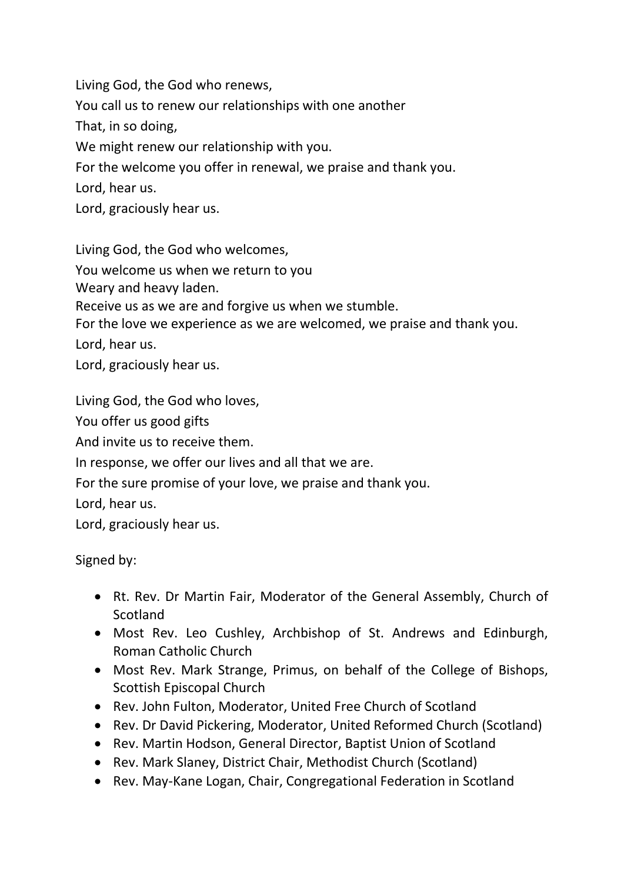Living God, the God who renews,  
You call us to renew our relationships with one another  
That, in so doing,  
We might renew our relationship with you.  
For the welcome you offer in renewal, we praise and thank you.  
Lord, hear us.  
Lord, graciously hear us.

Living God, the God who welcomes,  
You welcome us when we return to you  
Weary and heavy laden.  
Receive us as we are and forgive us when we stumble.  
For the love we experience as we are welcomed, we praise and thank you.  
Lord, hear us.  
Lord, graciously hear us.

Living God, the God who loves,  
You offer us good gifts  
And invite us to receive them.  
In response, we offer our lives and all that we are.  
For the sure promise of your love, we praise and thank you.  
Lord, hear us.  
Lord, graciously hear us.

Signed by:

- Rt. Rev. Dr Martin Fair, Moderator of the General Assembly, Church of Scotland
- Most Rev. Leo Cushley, Archbishop of St. Andrews and Edinburgh, Roman Catholic Church
- Most Rev. Mark Strange, Primus, on behalf of the College of Bishops, Scottish Episcopal Church
- Rev. John Fulton, Moderator, United Free Church of Scotland
- Rev. Dr David Pickering, Moderator, United Reformed Church (Scotland)
- Rev. Martin Hodson, General Director, Baptist Union of Scotland
- Rev. Mark Slaney, District Chair, Methodist Church (Scotland)
- Rev. May-Kane Logan, Chair, Congregational Federation in Scotland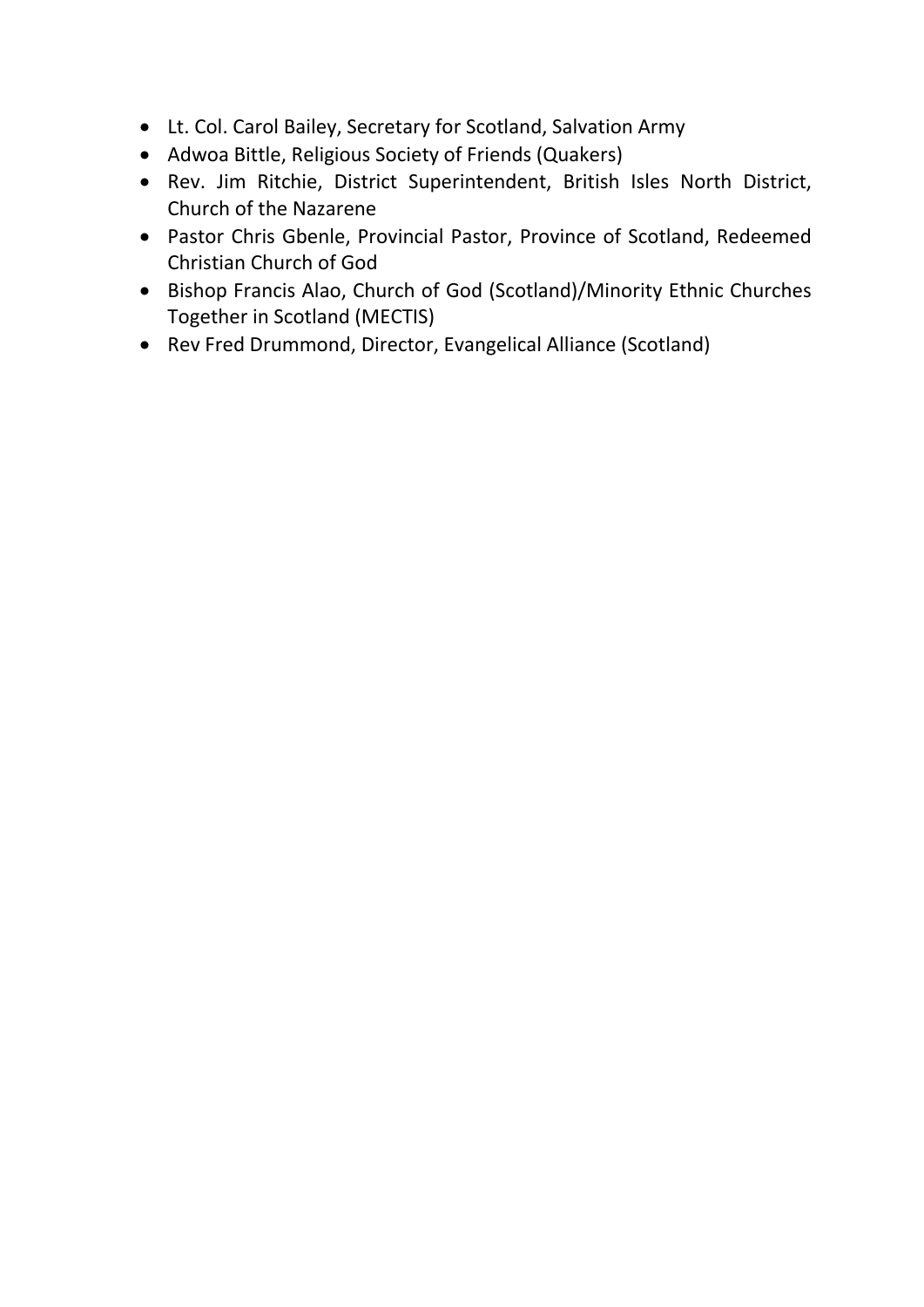- Lt. Col. Carol Bailey, Secretary for Scotland, Salvation Army
- Adwoa Bittle, Religious Society of Friends (Quakers)
- Rev. Jim Ritchie, District Superintendent, British Isles North District, Church of the Nazarene
- Pastor Chris Gbenle, Provincial Pastor, Province of Scotland, Redeemed Christian Church of God
- Bishop Francis Alao, Church of God (Scotland)/Minority Ethnic Churches Together in Scotland (MECTIS)
- Rev Fred Drummond, Director, Evangelical Alliance (Scotland)